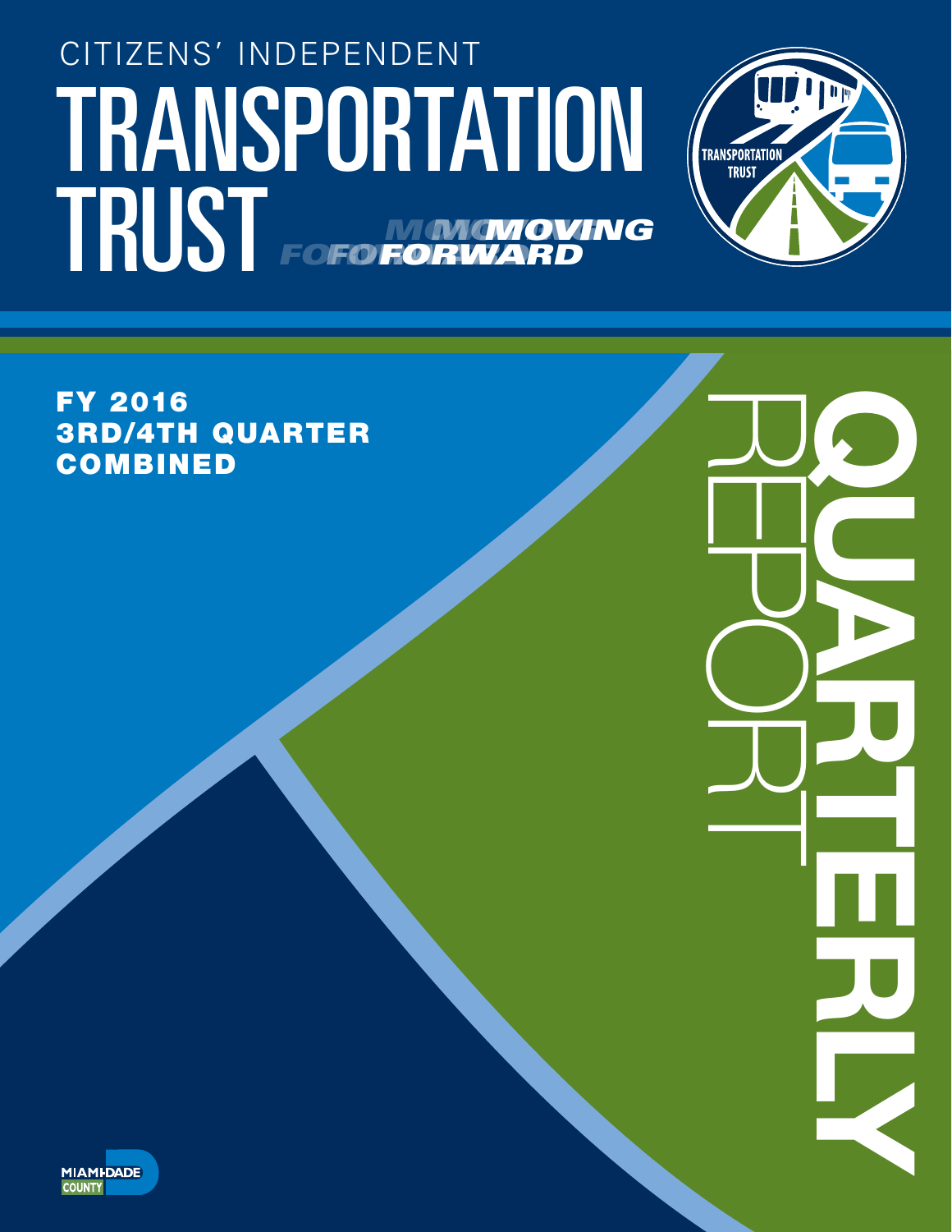CITIZENS' INDEPENDENT

# TRANSPORTATION TRUST

*MOVING FORWARD*

TRANSPORTATION TRUST

**FY 2016**
**3RD/4TH QUARTER**
**COMBINED**

# QUARTERLY REPORT

MIAMI-DADE COUNTY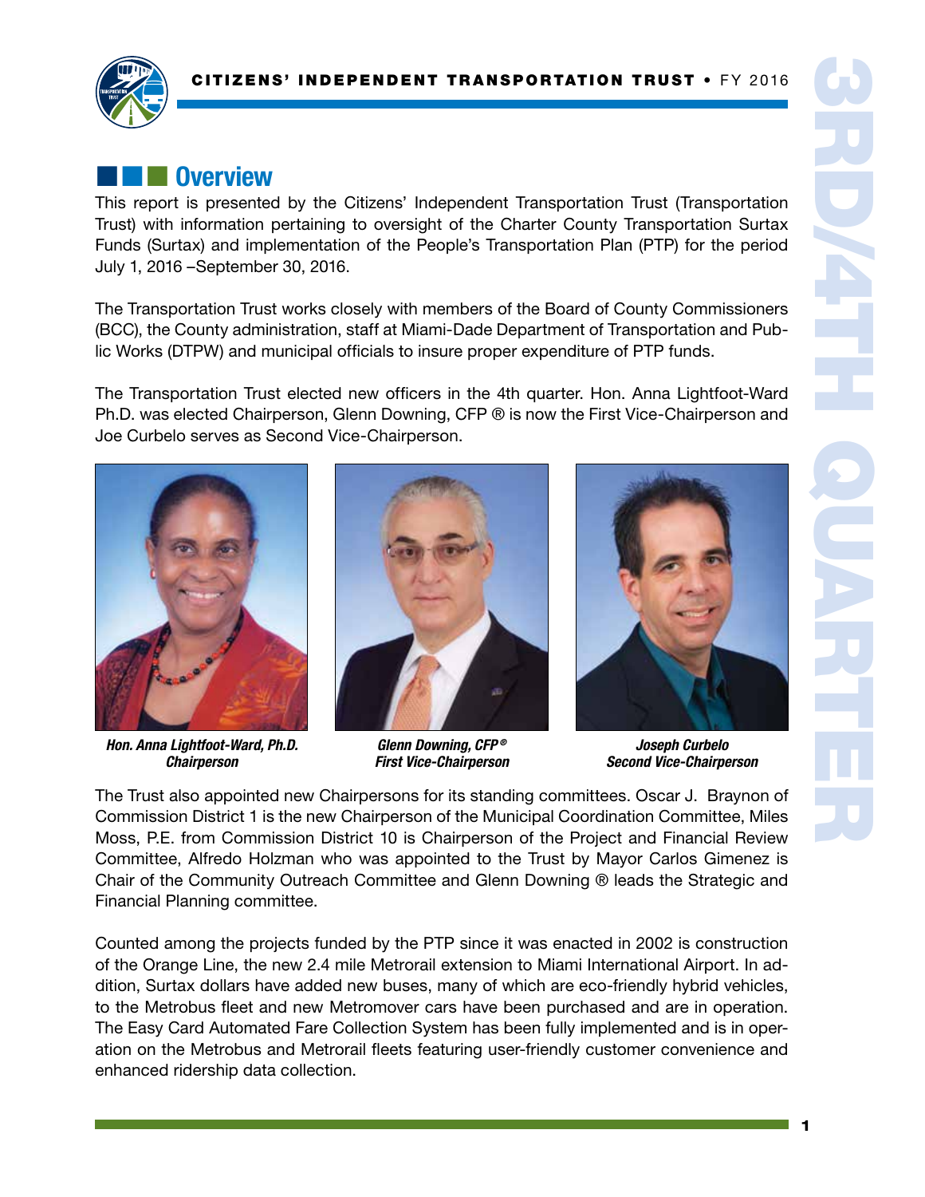## Overview

This report is presented by the Citizens' Independent Transportation Trust (Transportation Trust) with information pertaining to oversight of the Charter County Transportation Surtax Funds (Surtax) and implementation of the People's Transportation Plan (PTP) for the period July 1, 2016 –September 30, 2016.

The Transportation Trust works closely with members of the Board of County Commissioners (BCC), the County administration, staff at Miami-Dade Department of Transportation and Public Works (DTPW) and municipal officials to insure proper expenditure of PTP funds.

The Transportation Trust elected new officers in the 4th quarter. Hon. Anna Lightfoot-Ward Ph.D. was elected Chairperson, Glenn Downing, CFP ® is now the First Vice-Chairperson and Joe Curbelo serves as Second Vice-Chairperson.

***Hon. Anna Lightfoot-Ward, Ph.D.***
***Chairperson***

***Glenn Downing, CFP®***
***First Vice-Chairperson***

***Joseph Curbelo***
***Second Vice-Chairperson***

The Trust also appointed new Chairpersons for its standing committees. Oscar J. Braynon of Commission District 1 is the new Chairperson of the Municipal Coordination Committee, Miles Moss, P.E. from Commission District 10 is Chairperson of the Project and Financial Review Committee, Alfredo Holzman who was appointed to the Trust by Mayor Carlos Gimenez is Chair of the Community Outreach Committee and Glenn Downing ® leads the Strategic and Financial Planning committee.

Counted among the projects funded by the PTP since it was enacted in 2002 is construction of the Orange Line, the new 2.4 mile Metrorail extension to Miami International Airport. In addition, Surtax dollars have added new buses, many of which are eco-friendly hybrid vehicles, to the Metrobus fleet and new Metromover cars have been purchased and are in operation. The Easy Card Automated Fare Collection System has been fully implemented and is in operation on the Metrobus and Metrorail fleets featuring user-friendly customer convenience and enhanced ridership data collection.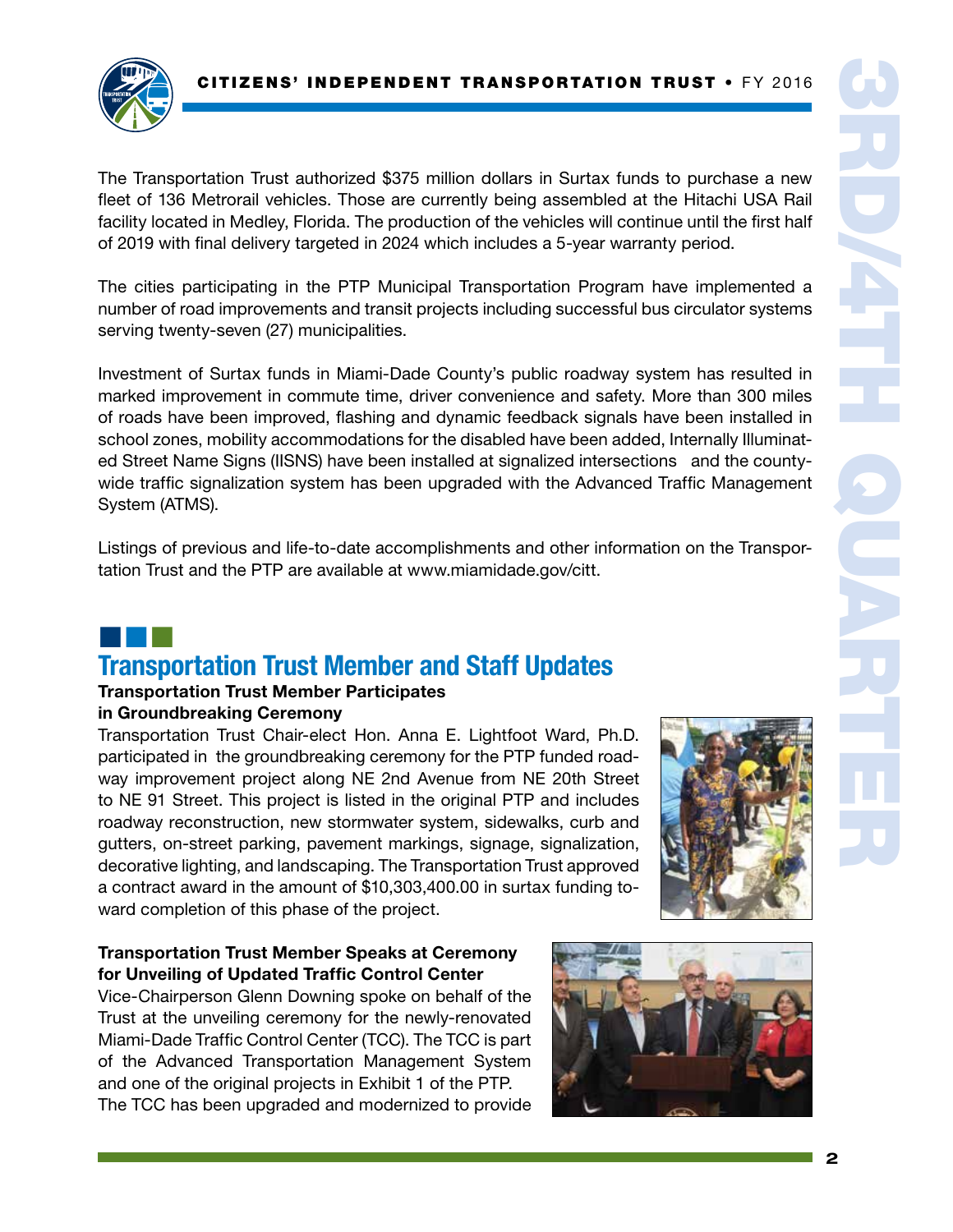The Transportation Trust authorized $375 million dollars in Surtax funds to purchase a new fleet of 136 Metrorail vehicles. Those are currently being assembled at the Hitachi USA Rail facility located in Medley, Florida. The production of the vehicles will continue until the first half of 2019 with final delivery targeted in 2024 which includes a 5-year warranty period.

The cities participating in the PTP Municipal Transportation Program have implemented a number of road improvements and transit projects including successful bus circulator systems serving twenty-seven (27) municipalities.

Investment of Surtax funds in Miami-Dade County's public roadway system has resulted in marked improvement in commute time, driver convenience and safety. More than 300 miles of roads have been improved, flashing and dynamic feedback signals have been installed in school zones, mobility accommodations for the disabled have been added, Internally Illuminated Street Name Signs (IISNS) have been installed at signalized intersections and the county-wide traffic signalization system has been upgraded with the Advanced Traffic Management System (ATMS).

Listings of previous and life-to-date accomplishments and other information on the Transportation Trust and the PTP are available at www.miamidade.gov/citt.

## Transportation Trust Member and Staff Updates

**Transportation Trust Member Participates in Groundbreaking Ceremony**

Transportation Trust Chair-elect Hon. Anna E. Lightfoot Ward, Ph.D. participated in the groundbreaking ceremony for the PTP funded roadway improvement project along NE 2nd Avenue from NE 20th Street to NE 91 Street. This project is listed in the original PTP and includes roadway reconstruction, new stormwater system, sidewalks, curb and gutters, on-street parking, pavement markings, signage, signalization, decorative lighting, and landscaping. The Transportation Trust approved a contract award in the amount of $10,303,400.00 in surtax funding toward completion of this phase of the project.

**Transportation Trust Member Speaks at Ceremony for Unveiling of Updated Traffic Control Center**

Vice-Chairperson Glenn Downing spoke on behalf of the Trust at the unveiling ceremony for the newly-renovated Miami-Dade Traffic Control Center (TCC). The TCC is part of the Advanced Transportation Management System and one of the original projects in Exhibit 1 of the PTP. The TCC has been upgraded and modernized to provide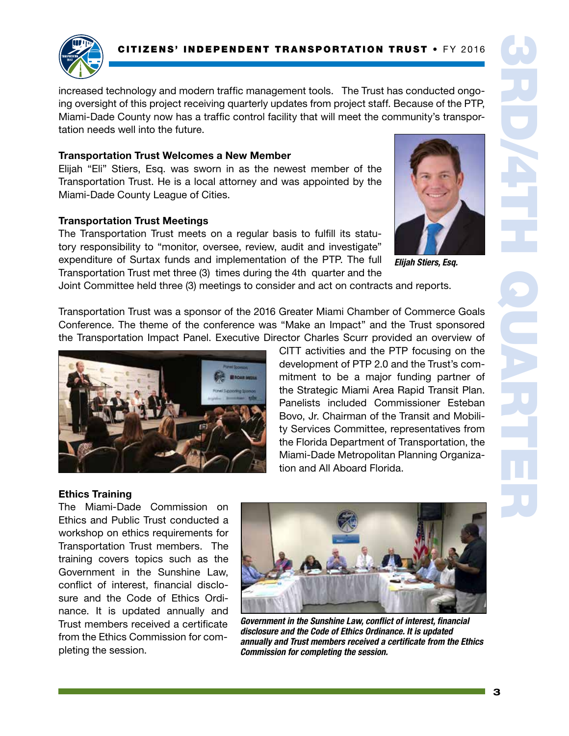increased technology and modern traffic management tools. The Trust has conducted ongoing oversight of this project receiving quarterly updates from project staff. Because of the PTP, Miami-Dade County now has a traffic control facility that will meet the community's transportation needs well into the future.

### Transportation Trust Welcomes a New Member

Elijah "Eli" Stiers, Esq. was sworn in as the newest member of the Transportation Trust. He is a local attorney and was appointed by the Miami-Dade County League of Cities.

*Elijah Stiers, Esq.*

### Transportation Trust Meetings

The Transportation Trust meets on a regular basis to fulfill its statutory responsibility to "monitor, oversee, review, audit and investigate" expenditure of Surtax funds and implementation of the PTP. The full Transportation Trust met three (3) times during the 4th quarter and the Joint Committee held three (3) meetings to consider and act on contracts and reports.

Transportation Trust was a sponsor of the 2016 Greater Miami Chamber of Commerce Goals Conference. The theme of the conference was "Make an Impact" and the Trust sponsored the Transportation Impact Panel. Executive Director Charles Scurr provided an overview of CITT activities and the PTP focusing on the development of PTP 2.0 and the Trust's commitment to be a major funding partner of the Strategic Miami Area Rapid Transit Plan. Panelists included Commissioner Esteban Bovo, Jr. Chairman of the Transit and Mobility Services Committee, representatives from the Florida Department of Transportation, the Miami-Dade Metropolitan Planning Organization and All Aboard Florida.

### Ethics Training

The Miami-Dade Commission on Ethics and Public Trust conducted a workshop on ethics requirements for Transportation Trust members. The training covers topics such as the Government in the Sunshine Law, conflict of interest, financial disclosure and the Code of Ethics Ordinance. It is updated annually and Trust members received a certificate from the Ethics Commission for completing the session.

***Government in the Sunshine Law, conflict of interest, financial disclosure and the Code of Ethics Ordinance. It is updated annually and Trust members received a certificate from the Ethics Commission for completing the session.***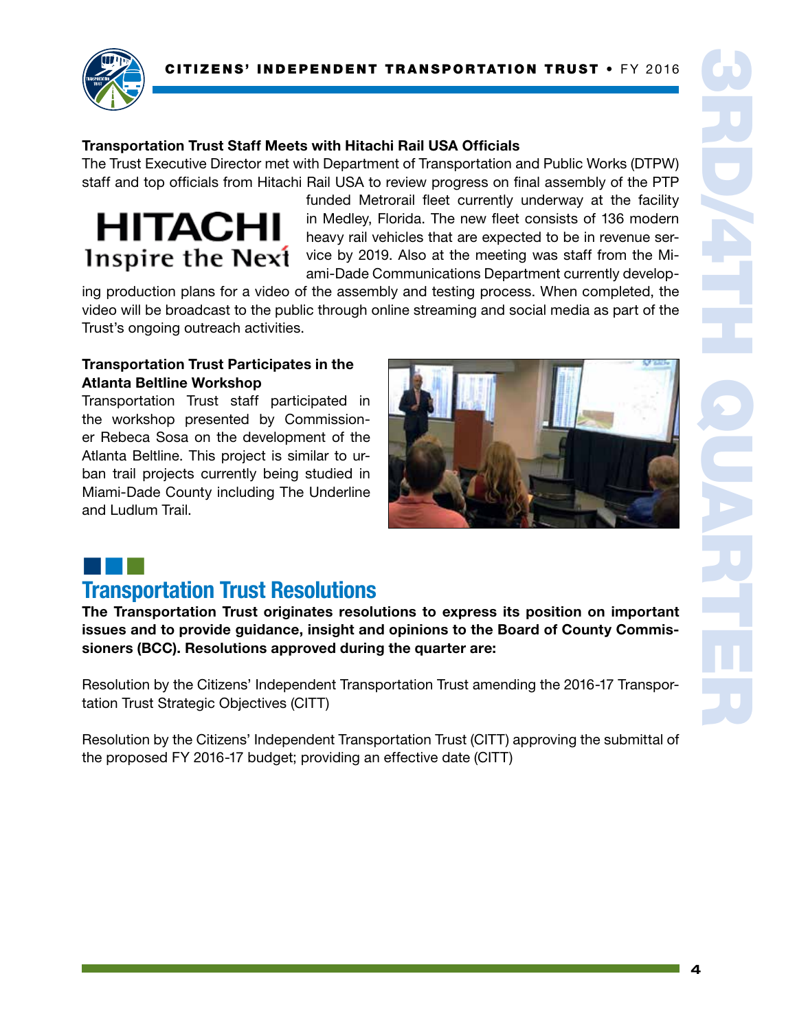### Transportation Trust Staff Meets with Hitachi Rail USA Officials

The Trust Executive Director met with Department of Transportation and Public Works (DTPW) staff and top officials from Hitachi Rail USA to review progress on final assembly of the PTP funded Metrorail fleet currently underway at the facility in Medley, Florida. The new fleet consists of 136 modern heavy rail vehicles that are expected to be in revenue service by 2019. Also at the meeting was staff from the Miami-Dade Communications Department currently developing production plans for a video of the assembly and testing process. When completed, the video will be broadcast to the public through online streaming and social media as part of the Trust's ongoing outreach activities.

### Transportation Trust Participates in the Atlanta Beltline Workshop

Transportation Trust staff participated in the workshop presented by Commissioner Rebeca Sosa on the development of the Atlanta Beltline. This project is similar to urban trail projects currently being studied in Miami-Dade County including The Underline and Ludlum Trail.

## Transportation Trust Resolutions

**The Transportation Trust originates resolutions to express its position on important issues and to provide guidance, insight and opinions to the Board of County Commissioners (BCC). Resolutions approved during the quarter are:**

Resolution by the Citizens' Independent Transportation Trust amending the 2016-17 Transportation Trust Strategic Objectives (CITT)

Resolution by the Citizens' Independent Transportation Trust (CITT) approving the submittal of the proposed FY 2016-17 budget; providing an effective date (CITT)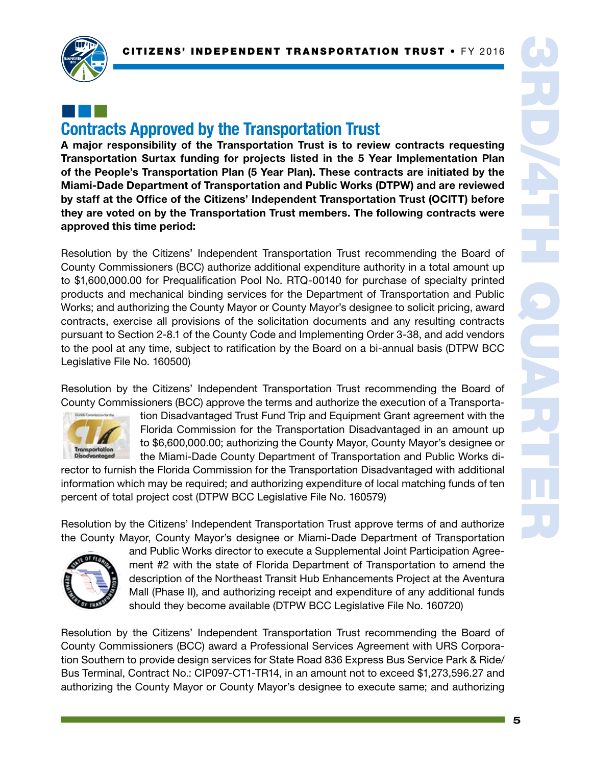## Contracts Approved by the Transportation Trust

**A major responsibility of the Transportation Trust is to review contracts requesting Transportation Surtax funding for projects listed in the 5 Year Implementation Plan of the People's Transportation Plan (5 Year Plan). These contracts are initiated by the Miami-Dade Department of Transportation and Public Works (DTPW) and are reviewed by staff at the Office of the Citizens' Independent Transportation Trust (OCITT) before they are voted on by the Transportation Trust members. The following contracts were approved this time period:**

Resolution by the Citizens' Independent Transportation Trust recommending the Board of County Commissioners (BCC) authorize additional expenditure authority in a total amount up to $1,600,000.00 for Prequalification Pool No. RTQ-00140 for purchase of specialty printed products and mechanical binding services for the Department of Transportation and Public Works; and authorizing the County Mayor or County Mayor's designee to solicit pricing, award contracts, exercise all provisions of the solicitation documents and any resulting contracts pursuant to Section 2-8.1 of the County Code and Implementing Order 3-38, and add vendors to the pool at any time, subject to ratification by the Board on a bi-annual basis (DTPW BCC Legislative File No. 160500)

Resolution by the Citizens' Independent Transportation Trust recommending the Board of County Commissioners (BCC) approve the terms and authorize the execution of a Transportation Disadvantaged Trust Fund Trip and Equipment Grant agreement with the Florida Commission for the Transportation Disadvantaged in an amount up to $6,600,000.00; authorizing the County Mayor, County Mayor's designee or the Miami-Dade County Department of Transportation and Public Works director to furnish the Florida Commission for the Transportation Disadvantaged with additional information which may be required; and authorizing expenditure of local matching funds of ten percent of total project cost (DTPW BCC Legislative File No. 160579)

Resolution by the Citizens' Independent Transportation Trust approve terms of and authorize the County Mayor, County Mayor's designee or Miami-Dade Department of Transportation and Public Works director to execute a Supplemental Joint Participation Agreement #2 with the state of Florida Department of Transportation to amend the description of the Northeast Transit Hub Enhancements Project at the Aventura Mall (Phase II), and authorizing receipt and expenditure of any additional funds should they become available (DTPW BCC Legislative File No. 160720)

Resolution by the Citizens' Independent Transportation Trust recommending the Board of County Commissioners (BCC) award a Professional Services Agreement with URS Corporation Southern to provide design services for State Road 836 Express Bus Service Park & Ride/ Bus Terminal, Contract No.: CIP097-CT1-TR14, in an amount not to exceed $1,273,596.27 and authorizing the County Mayor or County Mayor's designee to execute same; and authorizing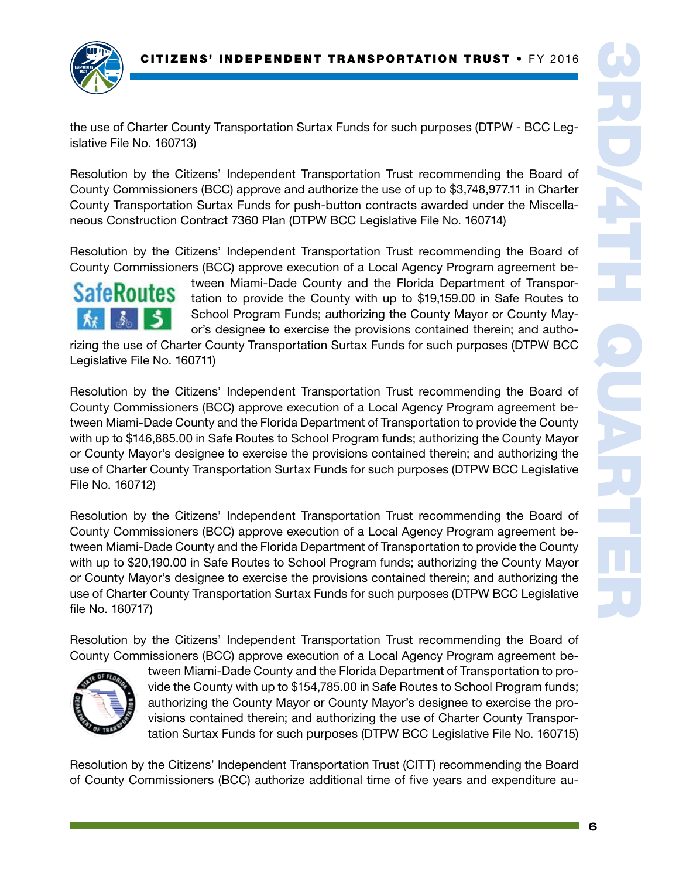the use of Charter County Transportation Surtax Funds for such purposes (DTPW - BCC Legislative File No. 160713)

Resolution by the Citizens' Independent Transportation Trust recommending the Board of County Commissioners (BCC) approve and authorize the use of up to $3,748,977.11 in Charter County Transportation Surtax Funds for push-button contracts awarded under the Miscellaneous Construction Contract 7360 Plan (DTPW BCC Legislative File No. 160714)

Resolution by the Citizens' Independent Transportation Trust recommending the Board of County Commissioners (BCC) approve execution of a Local Agency Program agreement between Miami-Dade County and the Florida Department of Transportation to provide the County with up to $19,159.00 in Safe Routes to School Program Funds; authorizing the County Mayor or County Mayor's designee to exercise the provisions contained therein; and authorizing the use of Charter County Transportation Surtax Funds for such purposes (DTPW BCC Legislative File No. 160711)

Resolution by the Citizens' Independent Transportation Trust recommending the Board of County Commissioners (BCC) approve execution of a Local Agency Program agreement between Miami-Dade County and the Florida Department of Transportation to provide the County with up to $146,885.00 in Safe Routes to School Program funds; authorizing the County Mayor or County Mayor's designee to exercise the provisions contained therein; and authorizing the use of Charter County Transportation Surtax Funds for such purposes (DTPW BCC Legislative File No. 160712)

Resolution by the Citizens' Independent Transportation Trust recommending the Board of County Commissioners (BCC) approve execution of a Local Agency Program agreement between Miami-Dade County and the Florida Department of Transportation to provide the County with up to $20,190.00 in Safe Routes to School Program funds; authorizing the County Mayor or County Mayor's designee to exercise the provisions contained therein; and authorizing the use of Charter County Transportation Surtax Funds for such purposes (DTPW BCC Legislative file No. 160717)

Resolution by the Citizens' Independent Transportation Trust recommending the Board of County Commissioners (BCC) approve execution of a Local Agency Program agreement between Miami-Dade County and the Florida Department of Transportation to provide the County with up to $154,785.00 in Safe Routes to School Program funds; authorizing the County Mayor or County Mayor's designee to exercise the provisions contained therein; and authorizing the use of Charter County Transportation Surtax Funds for such purposes (DTPW BCC Legislative File No. 160715)

Resolution by the Citizens' Independent Transportation Trust (CITT) recommending the Board of County Commissioners (BCC) authorize additional time of five years and expenditure au-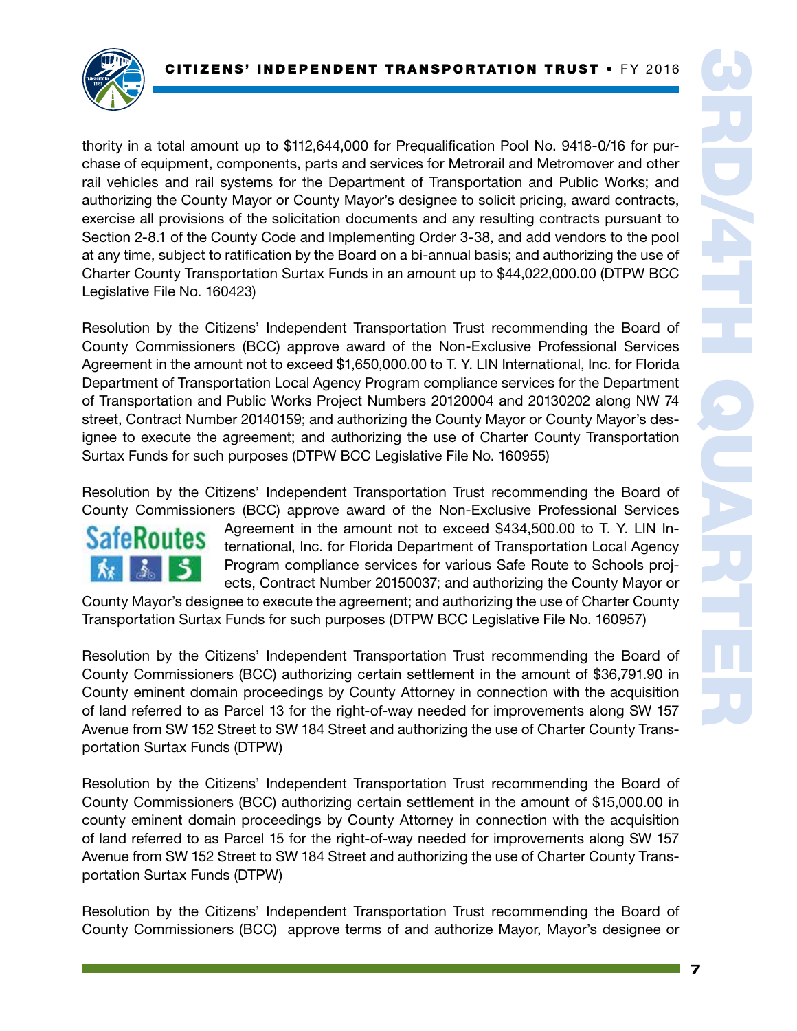thority in a total amount up to $112,644,000 for Prequalification Pool No. 9418-0/16 for purchase of equipment, components, parts and services for Metrorail and Metromover and other rail vehicles and rail systems for the Department of Transportation and Public Works; and authorizing the County Mayor or County Mayor's designee to solicit pricing, award contracts, exercise all provisions of the solicitation documents and any resulting contracts pursuant to Section 2-8.1 of the County Code and Implementing Order 3-38, and add vendors to the pool at any time, subject to ratification by the Board on a bi-annual basis; and authorizing the use of Charter County Transportation Surtax Funds in an amount up to $44,022,000.00 (DTPW BCC Legislative File No. 160423)

Resolution by the Citizens' Independent Transportation Trust recommending the Board of County Commissioners (BCC) approve award of the Non-Exclusive Professional Services Agreement in the amount not to exceed $1,650,000.00 to T. Y. LIN International, Inc. for Florida Department of Transportation Local Agency Program compliance services for the Department of Transportation and Public Works Project Numbers 20120004 and 20130202 along NW 74 street, Contract Number 20140159; and authorizing the County Mayor or County Mayor's designee to execute the agreement; and authorizing the use of Charter County Transportation Surtax Funds for such purposes (DTPW BCC Legislative File No. 160955)

Resolution by the Citizens' Independent Transportation Trust recommending the Board of County Commissioners (BCC) approve award of the Non-Exclusive Professional Services Agreement in the amount not to exceed $434,500.00 to T. Y. LIN International, Inc. for Florida Department of Transportation Local Agency Program compliance services for various Safe Route to Schools projects, Contract Number 20150037; and authorizing the County Mayor or County Mayor's designee to execute the agreement; and authorizing the use of Charter County Transportation Surtax Funds for such purposes (DTPW BCC Legislative File No. 160957)

Resolution by the Citizens' Independent Transportation Trust recommending the Board of County Commissioners (BCC) authorizing certain settlement in the amount of $36,791.90 in County eminent domain proceedings by County Attorney in connection with the acquisition of land referred to as Parcel 13 for the right-of-way needed for improvements along SW 157 Avenue from SW 152 Street to SW 184 Street and authorizing the use of Charter County Transportation Surtax Funds (DTPW)

Resolution by the Citizens' Independent Transportation Trust recommending the Board of County Commissioners (BCC) authorizing certain settlement in the amount of $15,000.00 in county eminent domain proceedings by County Attorney in connection with the acquisition of land referred to as Parcel 15 for the right-of-way needed for improvements along SW 157 Avenue from SW 152 Street to SW 184 Street and authorizing the use of Charter County Transportation Surtax Funds (DTPW)

Resolution by the Citizens' Independent Transportation Trust recommending the Board of County Commissioners (BCC) approve terms of and authorize Mayor, Mayor's designee or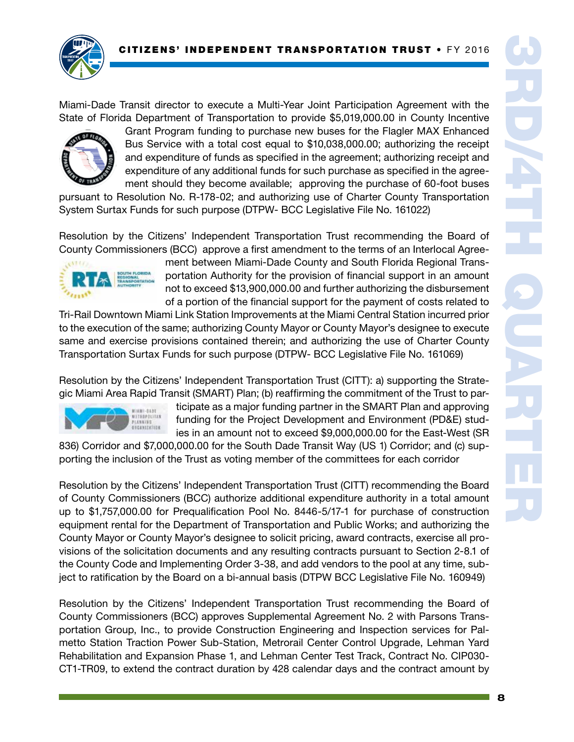Miami-Dade Transit director to execute a Multi-Year Joint Participation Agreement with the State of Florida Department of Transportation to provide $5,019,000.00 in County Incentive Grant Program funding to purchase new buses for the Flagler MAX Enhanced Bus Service with a total cost equal to $10,038,000.00; authorizing the receipt and expenditure of funds as specified in the agreement; authorizing receipt and expenditure of any additional funds for such purchase as specified in the agreement should they become available; approving the purchase of 60-foot buses pursuant to Resolution No. R-178-02; and authorizing use of Charter County Transportation System Surtax Funds for such purpose (DTPW- BCC Legislative File No. 161022)

Resolution by the Citizens' Independent Transportation Trust recommending the Board of County Commissioners (BCC) approve a first amendment to the terms of an Interlocal Agreement between Miami-Dade County and South Florida Regional Transportation Authority for the provision of financial support in an amount not to exceed $13,900,000.00 and further authorizing the disbursement of a portion of the financial support for the payment of costs related to Tri-Rail Downtown Miami Link Station Improvements at the Miami Central Station incurred prior to the execution of the same; authorizing County Mayor or County Mayor's designee to execute same and exercise provisions contained therein; and authorizing the use of Charter County Transportation Surtax Funds for such purpose (DTPW- BCC Legislative File No. 161069)

Resolution by the Citizens' Independent Transportation Trust (CITT): a) supporting the Strategic Miami Area Rapid Transit (SMART) Plan; (b) reaffirming the commitment of the Trust to participate as a major funding partner in the SMART Plan and approving funding for the Project Development and Environment (PD&E) studies in an amount not to exceed $9,000,000.00 for the East-West (SR 836) Corridor and $7,000,000.00 for the South Dade Transit Way (US 1) Corridor; and (c) supporting the inclusion of the Trust as voting member of the committees for each corridor

Resolution by the Citizens' Independent Transportation Trust (CITT) recommending the Board of County Commissioners (BCC) authorize additional expenditure authority in a total amount up to $1,757,000.00 for Prequalification Pool No. 8446-5/17-1 for purchase of construction equipment rental for the Department of Transportation and Public Works; and authorizing the County Mayor or County Mayor's designee to solicit pricing, award contracts, exercise all provisions of the solicitation documents and any resulting contracts pursuant to Section 2-8.1 of the County Code and Implementing Order 3-38, and add vendors to the pool at any time, subject to ratification by the Board on a bi-annual basis (DTPW BCC Legislative File No. 160949)

Resolution by the Citizens' Independent Transportation Trust recommending the Board of County Commissioners (BCC) approves Supplemental Agreement No. 2 with Parsons Transportation Group, Inc., to provide Construction Engineering and Inspection services for Palmetto Station Traction Power Sub-Station, Metrorail Center Control Upgrade, Lehman Yard Rehabilitation and Expansion Phase 1, and Lehman Center Test Track, Contract No. CIP030-CT1-TR09, to extend the contract duration by 428 calendar days and the contract amount by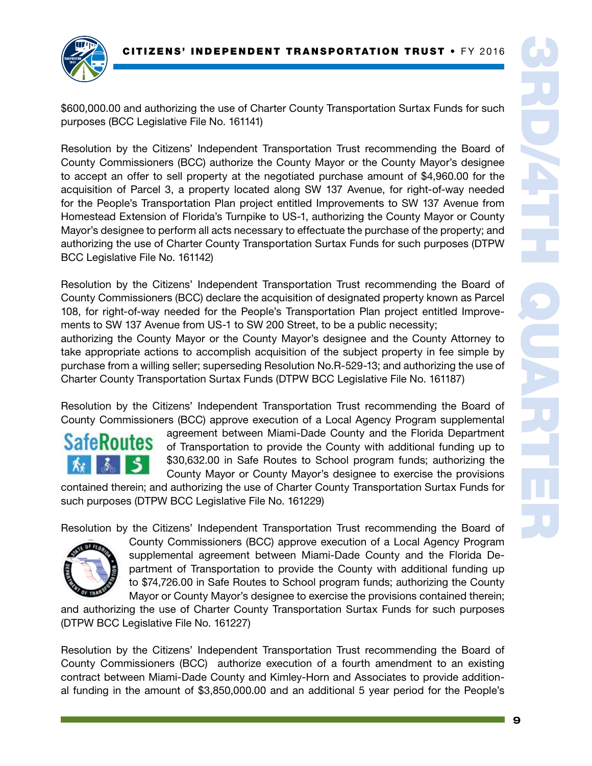$600,000.00 and authorizing the use of Charter County Transportation Surtax Funds for such purposes (BCC Legislative File No. 161141)

Resolution by the Citizens' Independent Transportation Trust recommending the Board of County Commissioners (BCC) authorize the County Mayor or the County Mayor's designee to accept an offer to sell property at the negotiated purchase amount of $4,960.00 for the acquisition of Parcel 3, a property located along SW 137 Avenue, for right-of-way needed for the People's Transportation Plan project entitled Improvements to SW 137 Avenue from Homestead Extension of Florida's Turnpike to US-1, authorizing the County Mayor or County Mayor's designee to perform all acts necessary to effectuate the purchase of the property; and authorizing the use of Charter County Transportation Surtax Funds for such purposes (DTPW BCC Legislative File No. 161142)

Resolution by the Citizens' Independent Transportation Trust recommending the Board of County Commissioners (BCC) declare the acquisition of designated property known as Parcel 108, for right-of-way needed for the People's Transportation Plan project entitled Improvements to SW 137 Avenue from US-1 to SW 200 Street, to be a public necessity; authorizing the County Mayor or the County Mayor's designee and the County Attorney to take appropriate actions to accomplish acquisition of the subject property in fee simple by purchase from a willing seller; superseding Resolution No.R-529-13; and authorizing the use of Charter County Transportation Surtax Funds (DTPW BCC Legislative File No. 161187)

Resolution by the Citizens' Independent Transportation Trust recommending the Board of County Commissioners (BCC) approve execution of a Local Agency Program supplemental agreement between Miami-Dade County and the Florida Department of Transportation to provide the County with additional funding up to $30,632.00 in Safe Routes to School program funds; authorizing the County Mayor or County Mayor's designee to exercise the provisions contained therein; and authorizing the use of Charter County Transportation Surtax Funds for such purposes (DTPW BCC Legislative File No. 161229)

Resolution by the Citizens' Independent Transportation Trust recommending the Board of County Commissioners (BCC) approve execution of a Local Agency Program supplemental agreement between Miami-Dade County and the Florida Department of Transportation to provide the County with additional funding up to $74,726.00 in Safe Routes to School program funds; authorizing the County Mayor or County Mayor's designee to exercise the provisions contained therein; and authorizing the use of Charter County Transportation Surtax Funds for such purposes (DTPW BCC Legislative File No. 161227)

Resolution by the Citizens' Independent Transportation Trust recommending the Board of County Commissioners (BCC) authorize execution of a fourth amendment to an existing contract between Miami-Dade County and Kimley-Horn and Associates to provide additional funding in the amount of $3,850,000.00 and an additional 5 year period for the People's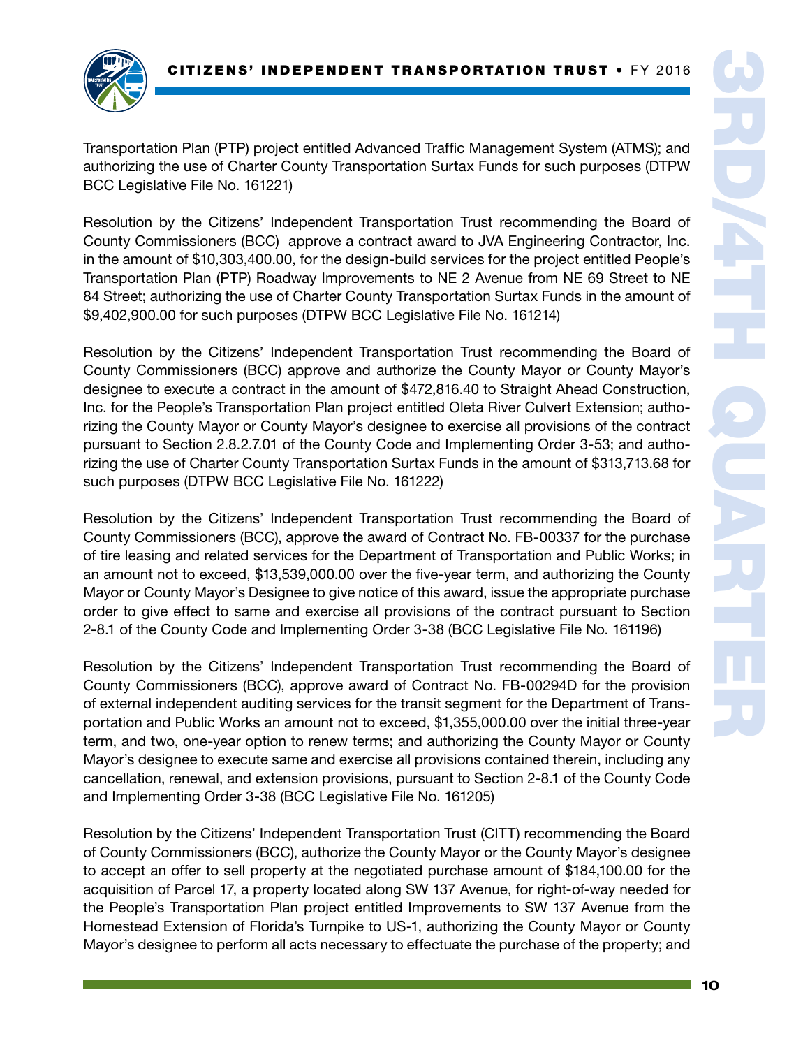Transportation Plan (PTP) project entitled Advanced Traffic Management System (ATMS); and authorizing the use of Charter County Transportation Surtax Funds for such purposes (DTPW BCC Legislative File No. 161221)

Resolution by the Citizens' Independent Transportation Trust recommending the Board of County Commissioners (BCC) approve a contract award to JVA Engineering Contractor, Inc. in the amount of $10,303,400.00, for the design-build services for the project entitled People's Transportation Plan (PTP) Roadway Improvements to NE 2 Avenue from NE 69 Street to NE 84 Street; authorizing the use of Charter County Transportation Surtax Funds in the amount of $9,402,900.00 for such purposes (DTPW BCC Legislative File No. 161214)

Resolution by the Citizens' Independent Transportation Trust recommending the Board of County Commissioners (BCC) approve and authorize the County Mayor or County Mayor's designee to execute a contract in the amount of $472,816.40 to Straight Ahead Construction, Inc. for the People's Transportation Plan project entitled Oleta River Culvert Extension; authorizing the County Mayor or County Mayor's designee to exercise all provisions of the contract pursuant to Section 2.8.2.7.01 of the County Code and Implementing Order 3-53; and authorizing the use of Charter County Transportation Surtax Funds in the amount of $313,713.68 for such purposes (DTPW BCC Legislative File No. 161222)

Resolution by the Citizens' Independent Transportation Trust recommending the Board of County Commissioners (BCC), approve the award of Contract No. FB-00337 for the purchase of tire leasing and related services for the Department of Transportation and Public Works; in an amount not to exceed, $13,539,000.00 over the five-year term, and authorizing the County Mayor or County Mayor's Designee to give notice of this award, issue the appropriate purchase order to give effect to same and exercise all provisions of the contract pursuant to Section 2-8.1 of the County Code and Implementing Order 3-38 (BCC Legislative File No. 161196)

Resolution by the Citizens' Independent Transportation Trust recommending the Board of County Commissioners (BCC), approve award of Contract No. FB-00294D for the provision of external independent auditing services for the transit segment for the Department of Transportation and Public Works an amount not to exceed, $1,355,000.00 over the initial three-year term, and two, one-year option to renew terms; and authorizing the County Mayor or County Mayor's designee to execute same and exercise all provisions contained therein, including any cancellation, renewal, and extension provisions, pursuant to Section 2-8.1 of the County Code and Implementing Order 3-38 (BCC Legislative File No. 161205)

Resolution by the Citizens' Independent Transportation Trust (CITT) recommending the Board of County Commissioners (BCC), authorize the County Mayor or the County Mayor's designee to accept an offer to sell property at the negotiated purchase amount of $184,100.00 for the acquisition of Parcel 17, a property located along SW 137 Avenue, for right-of-way needed for the People's Transportation Plan project entitled Improvements to SW 137 Avenue from the Homestead Extension of Florida's Turnpike to US-1, authorizing the County Mayor or County Mayor's designee to perform all acts necessary to effectuate the purchase of the property; and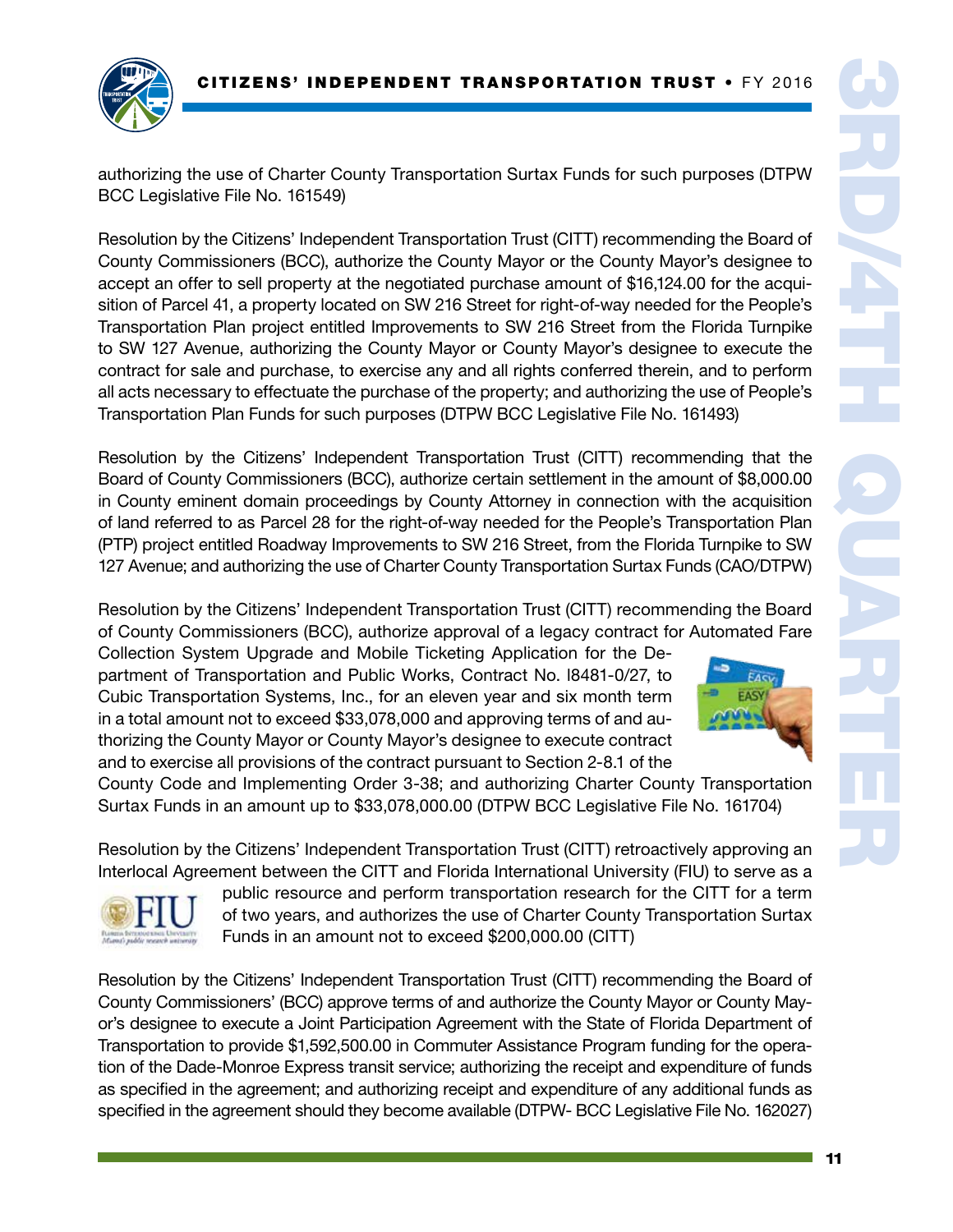authorizing the use of Charter County Transportation Surtax Funds for such purposes (DTPW BCC Legislative File No. 161549)

Resolution by the Citizens' Independent Transportation Trust (CITT) recommending the Board of County Commissioners (BCC), authorize the County Mayor or the County Mayor's designee to accept an offer to sell property at the negotiated purchase amount of $16,124.00 for the acquisition of Parcel 41, a property located on SW 216 Street for right-of-way needed for the People's Transportation Plan project entitled Improvements to SW 216 Street from the Florida Turnpike to SW 127 Avenue, authorizing the County Mayor or County Mayor's designee to execute the contract for sale and purchase, to exercise any and all rights conferred therein, and to perform all acts necessary to effectuate the purchase of the property; and authorizing the use of People's Transportation Plan Funds for such purposes (DTPW BCC Legislative File No. 161493)

Resolution by the Citizens' Independent Transportation Trust (CITT) recommending that the Board of County Commissioners (BCC), authorize certain settlement in the amount of $8,000.00 in County eminent domain proceedings by County Attorney in connection with the acquisition of land referred to as Parcel 28 for the right-of-way needed for the People's Transportation Plan (PTP) project entitled Roadway Improvements to SW 216 Street, from the Florida Turnpike to SW 127 Avenue; and authorizing the use of Charter County Transportation Surtax Funds (CAO/DTPW)

Resolution by the Citizens' Independent Transportation Trust (CITT) recommending the Board of County Commissioners (BCC), authorize approval of a legacy contract for Automated Fare Collection System Upgrade and Mobile Ticketing Application for the Department of Transportation and Public Works, Contract No. I8481-0/27, to Cubic Transportation Systems, Inc., for an eleven year and six month term in a total amount not to exceed $33,078,000 and approving terms of and authorizing the County Mayor or County Mayor's designee to execute contract and to exercise all provisions of the contract pursuant to Section 2-8.1 of the County Code and Implementing Order 3-38; and authorizing Charter County Transportation Surtax Funds in an amount up to $33,078,000.00 (DTPW BCC Legislative File No. 161704)

Resolution by the Citizens' Independent Transportation Trust (CITT) retroactively approving an Interlocal Agreement between the CITT and Florida International University (FIU) to serve as a public resource and perform transportation research for the CITT for a term of two years, and authorizes the use of Charter County Transportation Surtax Funds in an amount not to exceed $200,000.00 (CITT)

Resolution by the Citizens' Independent Transportation Trust (CITT) recommending the Board of County Commissioners' (BCC) approve terms of and authorize the County Mayor or County Mayor's designee to execute a Joint Participation Agreement with the State of Florida Department of Transportation to provide $1,592,500.00 in Commuter Assistance Program funding for the operation of the Dade-Monroe Express transit service; authorizing the receipt and expenditure of funds as specified in the agreement; and authorizing receipt and expenditure of any additional funds as specified in the agreement should they become available (DTPW- BCC Legislative File No. 162027)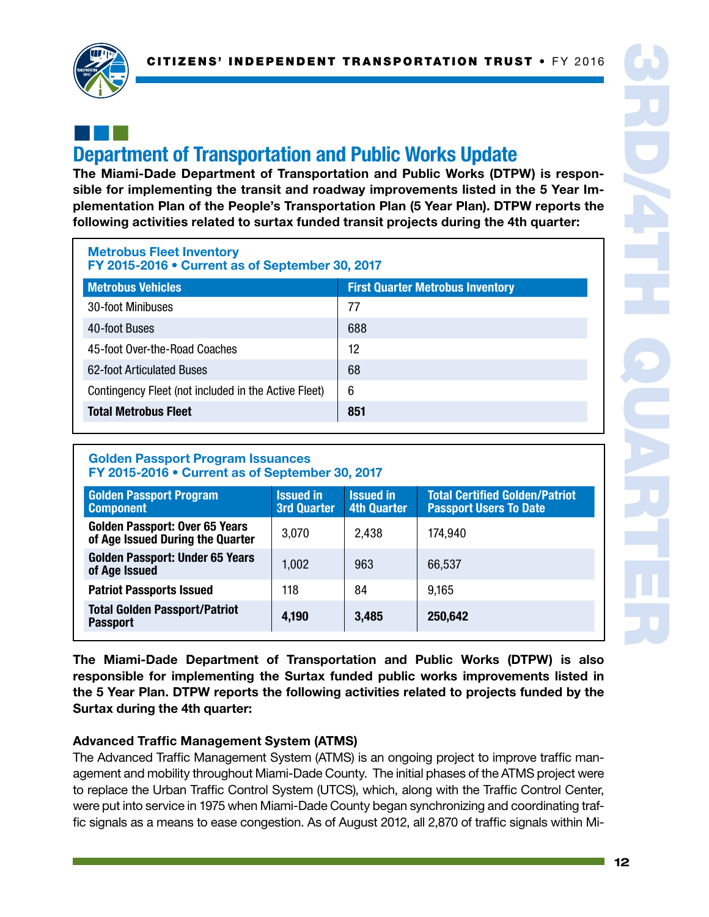## Department of Transportation and Public Works Update

**The Miami-Dade Department of Transportation and Public Works (DTPW) is responsible for implementing the transit and roadway improvements listed in the 5 Year Implementation Plan of the People's Transportation Plan (5 Year Plan). DTPW reports the following activities related to surtax funded transit projects during the 4th quarter:**

**Metrobus Fleet Inventory**
**FY 2015-2016 • Current as of September 30, 2017**

| Metrobus Vehicles | First Quarter Metrobus Inventory |
|---|---|
| 30-foot Minibuses | 77 |
| 40-foot Buses | 688 |
| 45-foot Over-the-Road Coaches | 12 |
| 62-foot Articulated Buses | 68 |
| Contingency Fleet (not included in the Active Fleet) | 6 |
| **Total Metrobus Fleet** | **851** |

**Golden Passport Program Issuances**
**FY 2015-2016 • Current as of September 30, 2017**

| Golden Passport Program Component | Issued in 3rd Quarter | Issued in 4th Quarter | Total Certified Golden/Patriot Passport Users To Date |
|---|---|---|---|
| **Golden Passport: Over 65 Years of Age Issued During the Quarter** | 3,070 | 2,438 | 174,940 |
| **Golden Passport: Under 65 Years of Age Issued** | 1,002 | 963 | 66,537 |
| **Patriot Passports Issued** | 118 | 84 | 9,165 |
| **Total Golden Passport/Patriot Passport** | **4,190** | **3,485** | **250,642** |

**The Miami-Dade Department of Transportation and Public Works (DTPW) is also responsible for implementing the Surtax funded public works improvements listed in the 5 Year Plan. DTPW reports the following activities related to projects funded by the Surtax during the 4th quarter:**

### Advanced Traffic Management System (ATMS)

The Advanced Traffic Management System (ATMS) is an ongoing project to improve traffic management and mobility throughout Miami-Dade County. The initial phases of the ATMS project were to replace the Urban Traffic Control System (UTCS), which, along with the Traffic Control Center, were put into service in 1975 when Miami-Dade County began synchronizing and coordinating traffic signals as a means to ease congestion. As of August 2012, all 2,870 of traffic signals within Mi-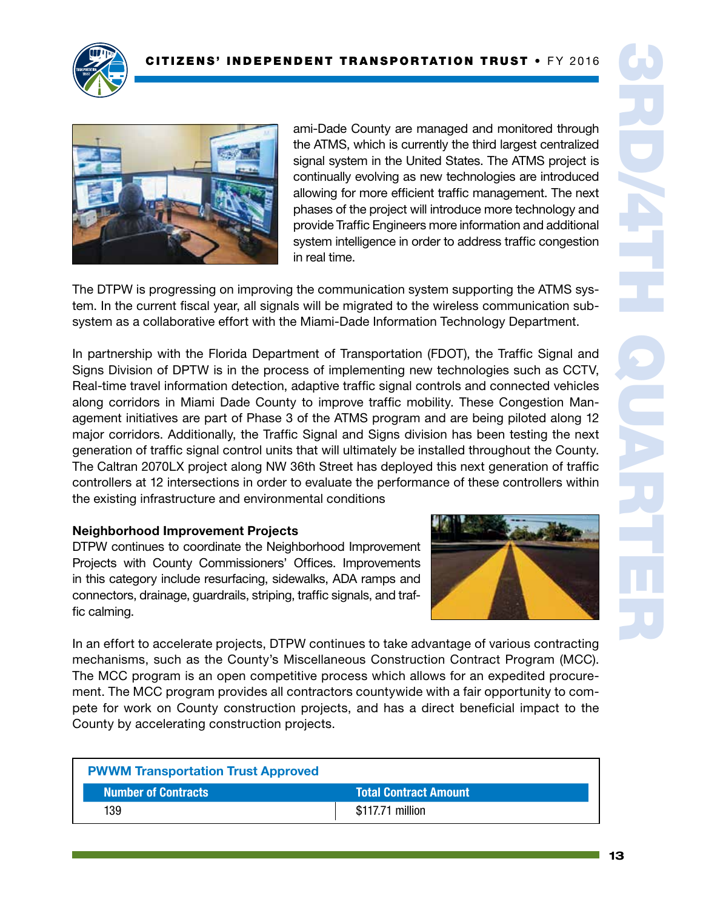ami-Dade County are managed and monitored through the ATMS, which is currently the third largest centralized signal system in the United States. The ATMS project is continually evolving as new technologies are introduced allowing for more efficient traffic management. The next phases of the project will introduce more technology and provide Traffic Engineers more information and additional system intelligence in order to address traffic congestion in real time.

The DTPW is progressing on improving the communication system supporting the ATMS system. In the current fiscal year, all signals will be migrated to the wireless communication subsystem as a collaborative effort with the Miami-Dade Information Technology Department.

In partnership with the Florida Department of Transportation (FDOT), the Traffic Signal and Signs Division of DPTW is in the process of implementing new technologies such as CCTV, Real-time travel information detection, adaptive traffic signal controls and connected vehicles along corridors in Miami Dade County to improve traffic mobility. These Congestion Management initiatives are part of Phase 3 of the ATMS program and are being piloted along 12 major corridors. Additionally, the Traffic Signal and Signs division has been testing the next generation of traffic signal control units that will ultimately be installed throughout the County. The Caltran 2070LX project along NW 36th Street has deployed this next generation of traffic controllers at 12 intersections in order to evaluate the performance of these controllers within the existing infrastructure and environmental conditions

**Neighborhood Improvement Projects**

DTPW continues to coordinate the Neighborhood Improvement Projects with County Commissioners' Offices. Improvements in this category include resurfacing, sidewalks, ADA ramps and connectors, drainage, guardrails, striping, traffic signals, and traffic calming.

In an effort to accelerate projects, DTPW continues to take advantage of various contracting mechanisms, such as the County's Miscellaneous Construction Contract Program (MCC). The MCC program is an open competitive process which allows for an expedited procurement. The MCC program provides all contractors countywide with a fair opportunity to compete for work on County construction projects, and has a direct beneficial impact to the County by accelerating construction projects.

**PWWM Transportation Trust Approved**

| Number of Contracts | Total Contract Amount |
|---|---|
| 139 | $117.71 million |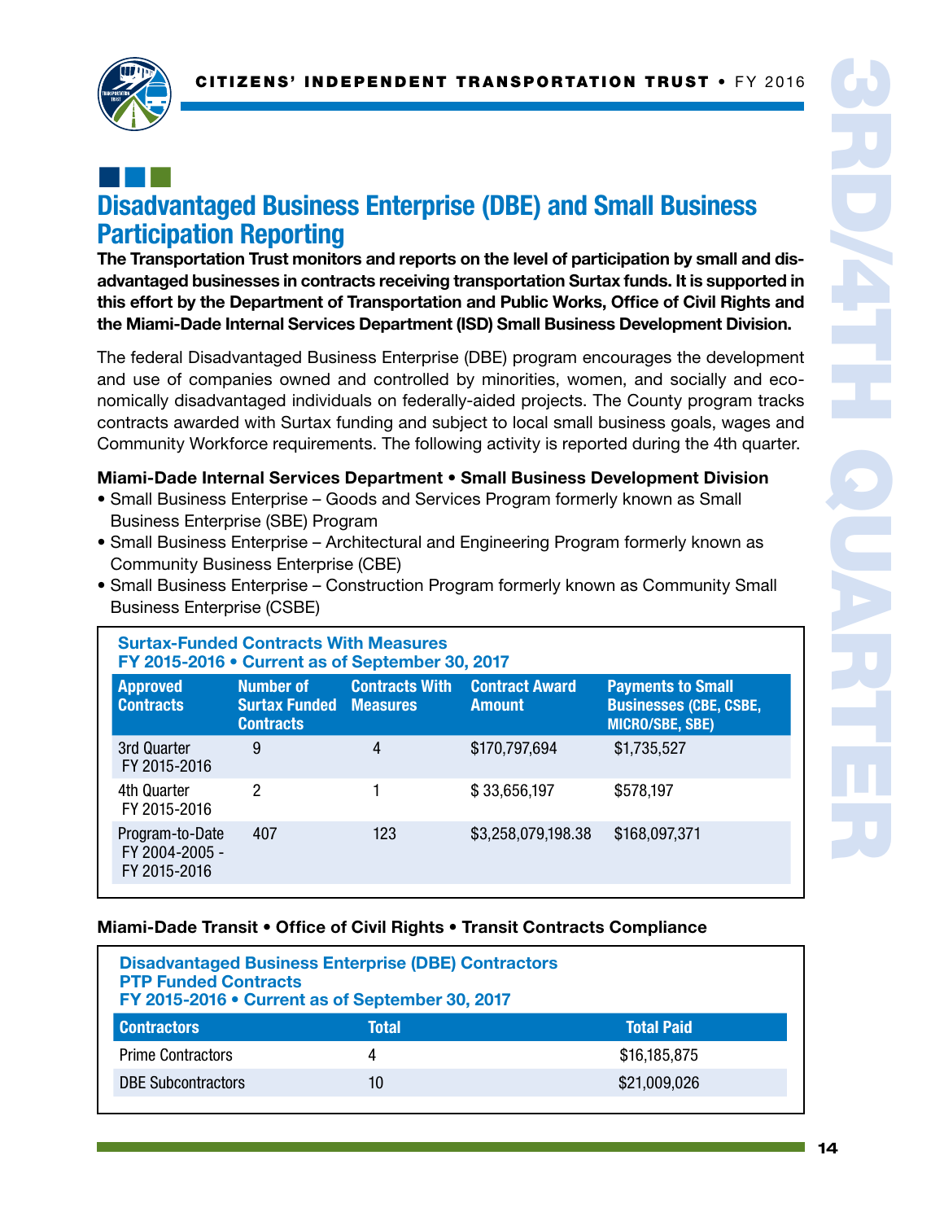## Disadvantaged Business Enterprise (DBE) and Small Business Participation Reporting

**The Transportation Trust monitors and reports on the level of participation by small and disadvantaged businesses in contracts receiving transportation Surtax funds. It is supported in this effort by the Department of Transportation and Public Works, Office of Civil Rights and the Miami-Dade Internal Services Department (ISD) Small Business Development Division.**

The federal Disadvantaged Business Enterprise (DBE) program encourages the development and use of companies owned and controlled by minorities, women, and socially and economically disadvantaged individuals on federally-aided projects. The County program tracks contracts awarded with Surtax funding and subject to local small business goals, wages and Community Workforce requirements. The following activity is reported during the 4th quarter.

**Miami-Dade Internal Services Department • Small Business Development Division**

- Small Business Enterprise – Goods and Services Program formerly known as Small Business Enterprise (SBE) Program
- Small Business Enterprise – Architectural and Engineering Program formerly known as Community Business Enterprise (CBE)
- Small Business Enterprise – Construction Program formerly known as Community Small Business Enterprise (CSBE)

**Surtax-Funded Contracts With Measures**
**FY 2015-2016 • Current as of September 30, 2017**

| Approved Contracts | Number of Surtax Funded Contracts | Contracts With Measures | Contract Award Amount | Payments to Small Businesses (CBE, CSBE, MICRO/SBE, SBE) |
|---|---|---|---|---|
| 3rd Quarter FY 2015-2016 | 9 | 4 | $170,797,694 | $1,735,527 |
| 4th Quarter FY 2015-2016 | 2 | 1 | $ 33,656,197 | $578,197 |
| Program-to-Date FY 2004-2005 - FY 2015-2016 | 407 | 123 | $3,258,079,198.38 | $168,097,371 |

**Miami-Dade Transit • Office of Civil Rights • Transit Contracts Compliance**

**Disadvantaged Business Enterprise (DBE) Contractors**
**PTP Funded Contracts**
**FY 2015-2016 • Current as of September 30, 2017**

| Contractors | Total | Total Paid |
|---|---|---|
| Prime Contractors | 4 | $16,185,875 |
| DBE Subcontractors | 10 | $21,009,026 |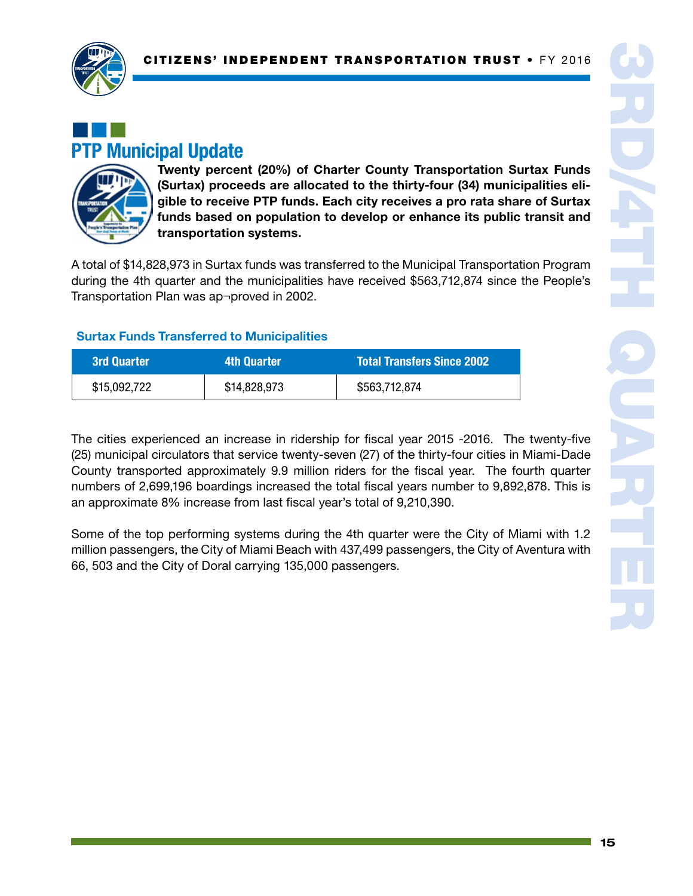## PTP Municipal Update

**Twenty percent (20%) of Charter County Transportation Surtax Funds (Surtax) proceeds are allocated to the thirty-four (34) municipalities eligible to receive PTP funds. Each city receives a pro rata share of Surtax funds based on population to develop or enhance its public transit and transportation systems.**

A total of $14,828,973 in Surtax funds was transferred to the Municipal Transportation Program during the 4th quarter and the municipalities have received $563,712,874 since the People's Transportation Plan was ap¬proved in 2002.

### Surtax Funds Transferred to Municipalities

| 3rd Quarter | 4th Quarter | Total Transfers Since 2002 |
|---|---|---|
| $15,092,722 | $14,828,973 | $563,712,874 |

The cities experienced an increase in ridership for fiscal year 2015 -2016. The twenty-five (25) municipal circulators that service twenty-seven (27) of the thirty-four cities in Miami-Dade County transported approximately 9.9 million riders for the fiscal year. The fourth quarter numbers of 2,699,196 boardings increased the total fiscal years number to 9,892,878. This is an approximate 8% increase from last fiscal year's total of 9,210,390.

Some of the top performing systems during the 4th quarter were the City of Miami with 1.2 million passengers, the City of Miami Beach with 437,499 passengers, the City of Aventura with 66, 503 and the City of Doral carrying 135,000 passengers.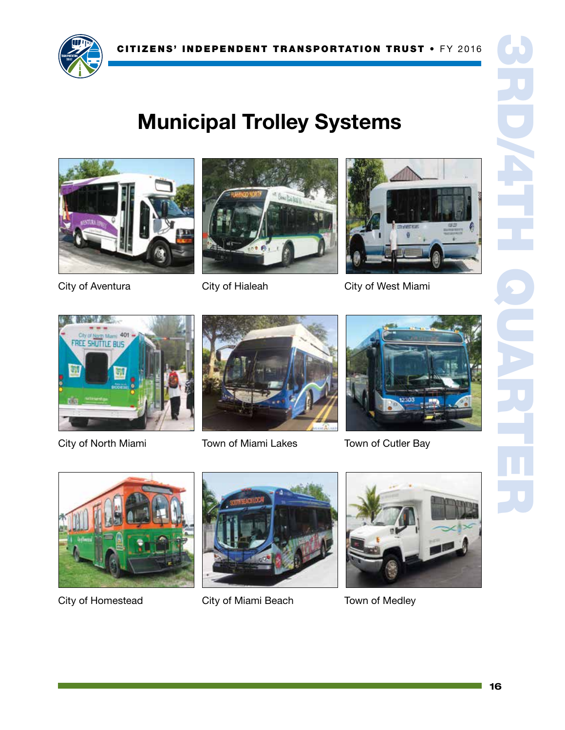# Municipal Trolley Systems

City of Aventura

City of Hialeah

City of West Miami

City of North Miami

Town of Miami Lakes

Town of Cutler Bay

City of Homestead

City of Miami Beach

Town of Medley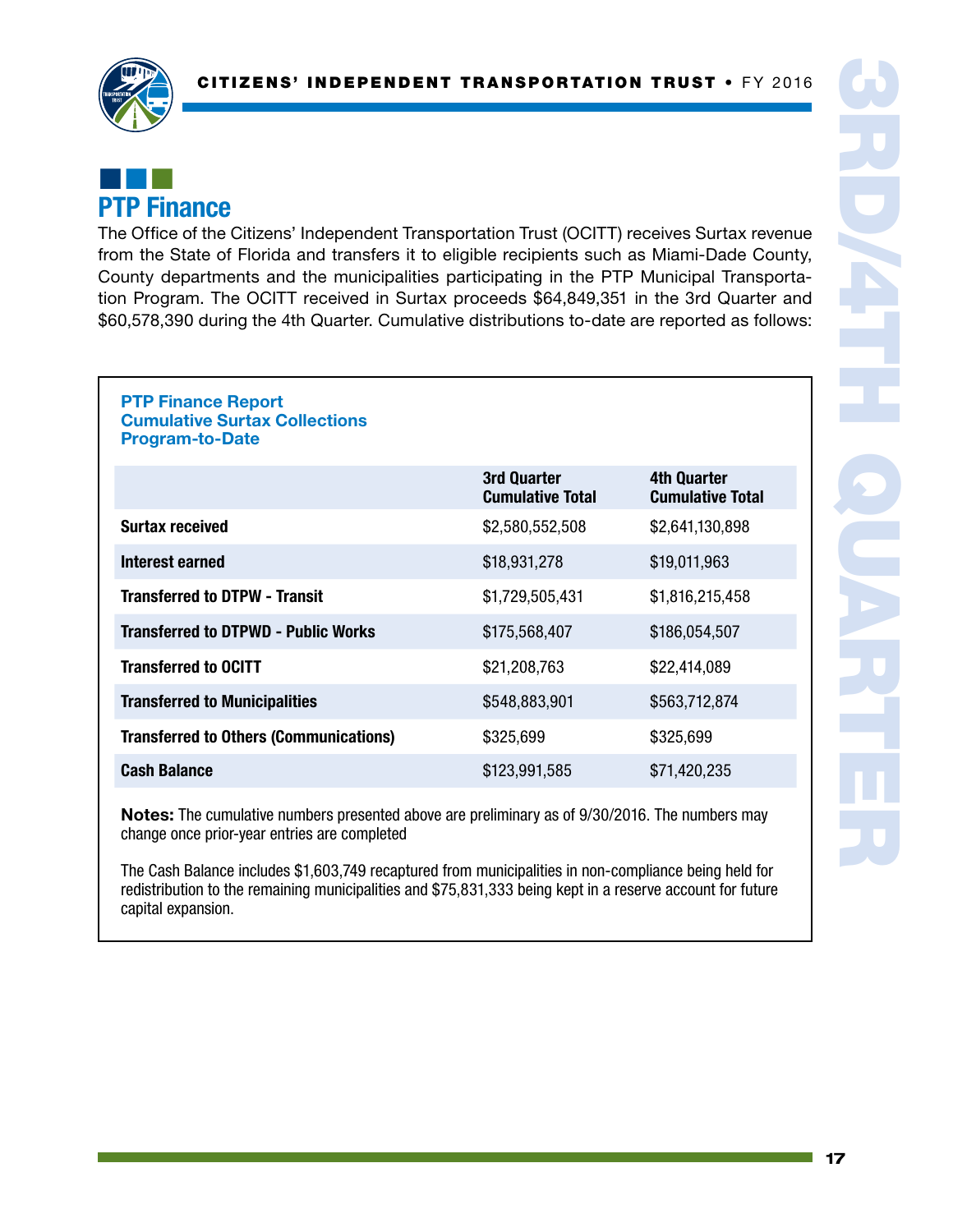## PTP Finance

The Office of the Citizens' Independent Transportation Trust (OCITT) receives Surtax revenue from the State of Florida and transfers it to eligible recipients such as Miami-Dade County, County departments and the municipalities participating in the PTP Municipal Transportation Program. The OCITT received in Surtax proceeds $64,849,351 in the 3rd Quarter and $60,578,390 during the 4th Quarter. Cumulative distributions to-date are reported as follows:

**PTP Finance Report**
**Cumulative Surtax Collections**
**Program-to-Date**

| | 3rd Quarter Cumulative Total | 4th Quarter Cumulative Total |
|---|---|---|
| **Surtax received** | $2,580,552,508 | $2,641,130,898 |
| **Interest earned** | $18,931,278 | $19,011,963 |
| **Transferred to DTPW - Transit** | $1,729,505,431 | $1,816,215,458 |
| **Transferred to DTPWD - Public Works** | $175,568,407 | $186,054,507 |
| **Transferred to OCITT** | $21,208,763 | $22,414,089 |
| **Transferred to Municipalities** | $548,883,901 | $563,712,874 |
| **Transferred to Others (Communications)** | $325,699 | $325,699 |
| **Cash Balance** | $123,991,585 | $71,420,235 |

**Notes:** The cumulative numbers presented above are preliminary as of 9/30/2016. The numbers may change once prior-year entries are completed

The Cash Balance includes $1,603,749 recaptured from municipalities in non-compliance being held for redistribution to the remaining municipalities and $75,831,333 being kept in a reserve account for future capital expansion.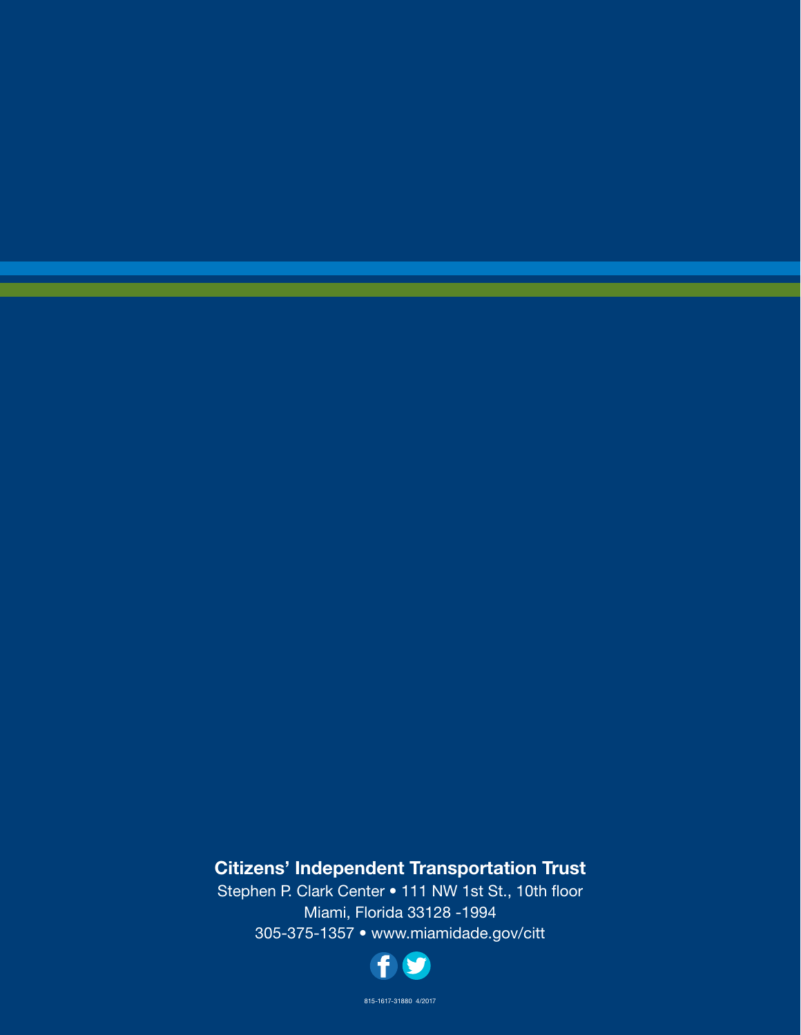**Citizens' Independent Transportation Trust**

Stephen P. Clark Center • 111 NW 1st St., 10th floor
Miami, Florida 33128 -1994
305-375-1357 • www.miamidade.gov/citt

815-1617-31880 4/2017